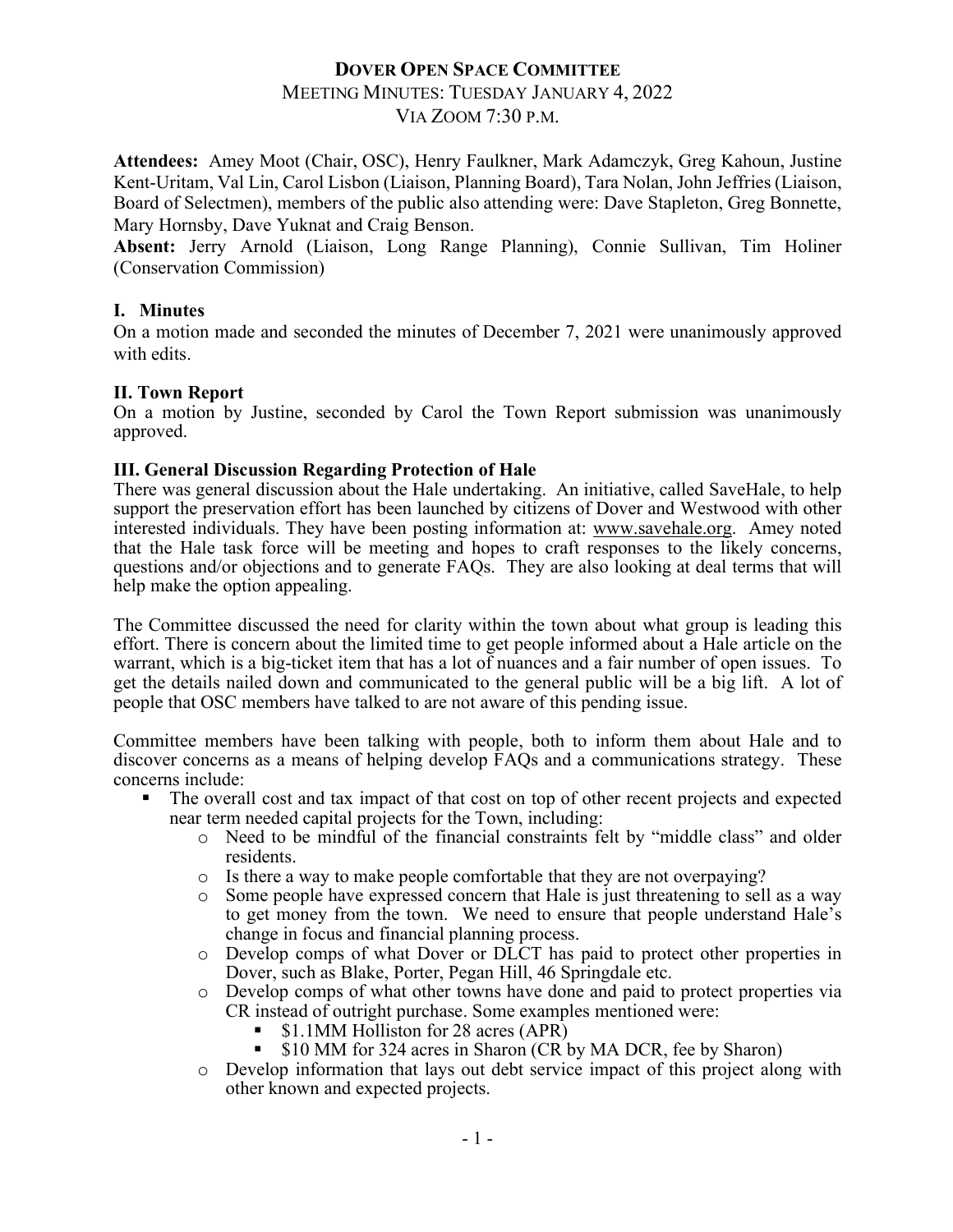# DOVER OPEN SPACE COMMITTEE

MEETING MINUTES: TUESDAY JANUARY 4, 2022

VIA ZOOM 7:30 P.M.

**Attendees:** Amey Moot (Chair, OSC), Henry Faulkner, Mark Adamczyk, Greg Kahoun, Justine Kent-Uritam, Val Lin, Carol Lisbon (Liaison, Planning Board), Tara Nolan, John Jeffries (Liaison, Board of Selectmen), members of the public also attending were: Dave Stapleton, Greg Bonnette, Mary Hornsby, Dave Yuknat and Craig Benson.

**Absent:** Jerry Arnold (Liaison, Long Range Planning), Connie Sullivan, Tim Holiner (Conservation Commission)

## I. Minutes

On a motion made and seconded the minutes of December 7, 2021 were unanimously approved with edits.

## II. Town Report

On a motion by Justine, seconded by Carol the Town Report submission was unanimously approved.

## III. General Discussion Regarding Protection of Hale

There was general discussion about the Hale undertaking. An initiative, called SaveHale, to help support the preservation effort has been launched by citizens of Dover and Westwood with other interested individuals. They have been posting information at: www.savehale.org. Amey noted that the Hale task force will be meeting and hopes to craft responses to the likely concerns, questions and/or objections and to generate FAQs. They are also looking at deal terms that will help make the option appealing.

The Committee discussed the need for clarity within the town about what group is leading this effort. There is concern about the limited time to get people informed about a Hale article on the warrant, which is a big-ticket item that has a lot of nuances and a fair number of open issues. To get the details nailed down and communicated to the general public will be a big lift. A lot of people that OSC members have talked to are not aware of this pending issue.

Committee members have been talking with people, both to inform them about Hale and to discover concerns as a means of helping develop FAQs and a communications strategy. These concerns include:

- The overall cost and tax impact of that cost on top of other recent projects and expected near term needed capital projects for the Town, including:
  - Need to be mindful of the financial constraints felt by "middle class" and older residents.
  - Is there a way to make people comfortable that they are not overpaying?
  - Some people have expressed concern that Hale is just threatening to sell as a way to get money from the town. We need to ensure that people understand Hale's change in focus and financial planning process.
  - Develop comps of what Dover or DLCT has paid to protect other properties in Dover, such as Blake, Porter, Pegan Hill, 46 Springdale etc.
  - Develop comps of what other towns have done and paid to protect properties via CR instead of outright purchase. Some examples mentioned were:
    - $1.1MM Holliston for 28 acres (APR)
    - $10 MM for 324 acres in Sharon (CR by MA DCR, fee by Sharon)
  - Develop information that lays out debt service impact of this project along with other known and expected projects.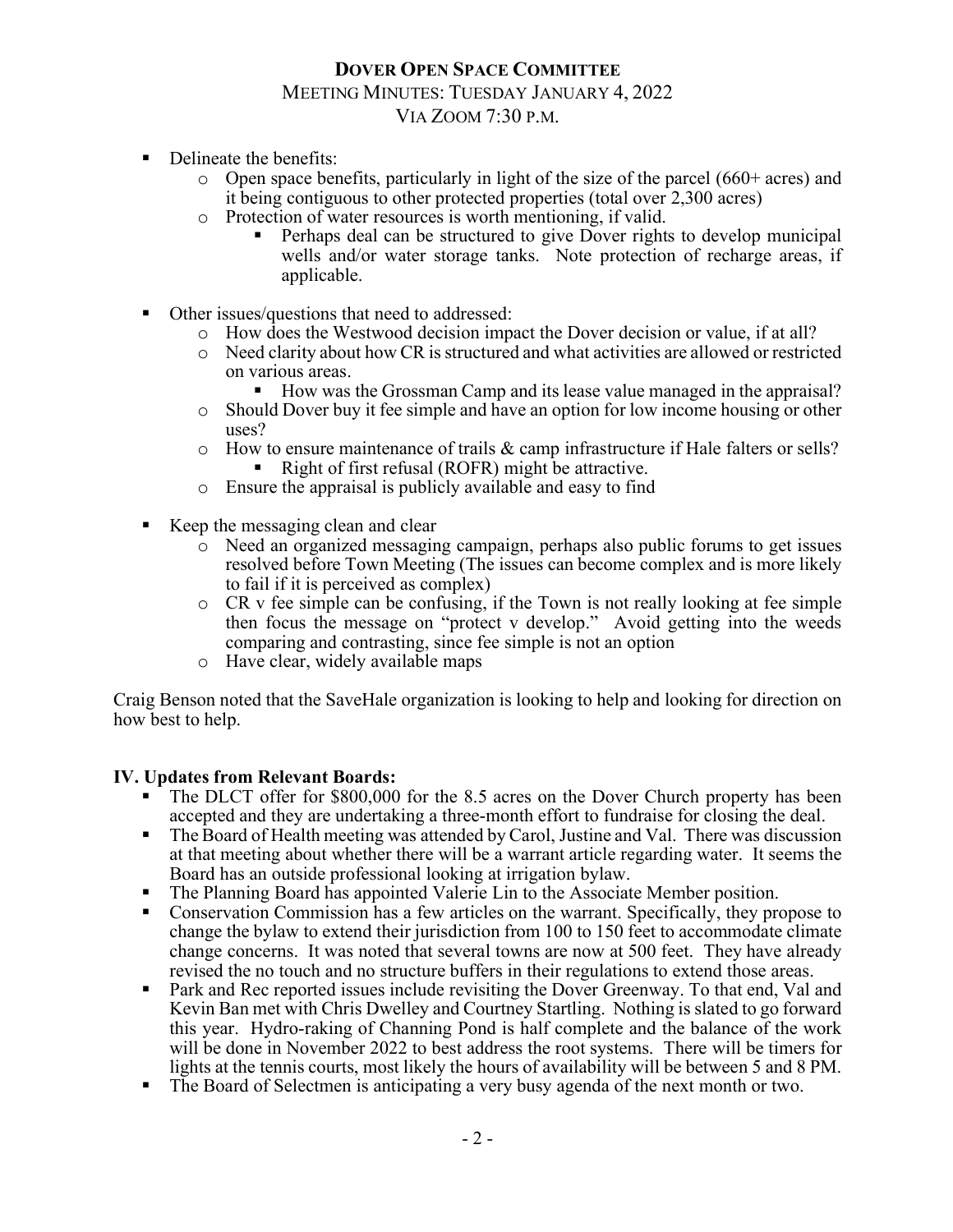- Delineate the benefits:
  - Open space benefits, particularly in light of the size of the parcel (660+ acres) and it being contiguous to other protected properties (total over 2,300 acres)
  - Protection of water resources is worth mentioning, if valid.
    - Perhaps deal can be structured to give Dover rights to develop municipal wells and/or water storage tanks. Note protection of recharge areas, if applicable.

- Other issues/questions that need to addressed:
  - How does the Westwood decision impact the Dover decision or value, if at all?
  - Need clarity about how CR is structured and what activities are allowed or restricted on various areas.
    - How was the Grossman Camp and its lease value managed in the appraisal?
  - Should Dover buy it fee simple and have an option for low income housing or other uses?
  - How to ensure maintenance of trails & camp infrastructure if Hale falters or sells?
    - Right of first refusal (ROFR) might be attractive.
  - Ensure the appraisal is publicly available and easy to find

- Keep the messaging clean and clear
  - Need an organized messaging campaign, perhaps also public forums to get issues resolved before Town Meeting (The issues can become complex and is more likely to fail if it is perceived as complex)
  - CR v fee simple can be confusing, if the Town is not really looking at fee simple then focus the message on "protect v develop." Avoid getting into the weeds comparing and contrasting, since fee simple is not an option
  - Have clear, widely available maps

Craig Benson noted that the SaveHale organization is looking to help and looking for direction on how best to help.

## IV. Updates from Relevant Boards:

- The DLCT offer for $800,000 for the 8.5 acres on the Dover Church property has been accepted and they are undertaking a three-month effort to fundraise for closing the deal.
- The Board of Health meeting was attended by Carol, Justine and Val. There was discussion at that meeting about whether there will be a warrant article regarding water. It seems the Board has an outside professional looking at irrigation bylaw.
- The Planning Board has appointed Valerie Lin to the Associate Member position.
- Conservation Commission has a few articles on the warrant. Specifically, they propose to change the bylaw to extend their jurisdiction from 100 to 150 feet to accommodate climate change concerns. It was noted that several towns are now at 500 feet. They have already revised the no touch and no structure buffers in their regulations to extend those areas.
- Park and Rec reported issues include revisiting the Dover Greenway. To that end, Val and Kevin Ban met with Chris Dwelley and Courtney Startling. Nothing is slated to go forward this year. Hydro-raking of Channing Pond is half complete and the balance of the work will be done in November 2022 to best address the root systems. There will be timers for lights at the tennis courts, most likely the hours of availability will be between 5 and 8 PM.
- The Board of Selectmen is anticipating a very busy agenda of the next month or two.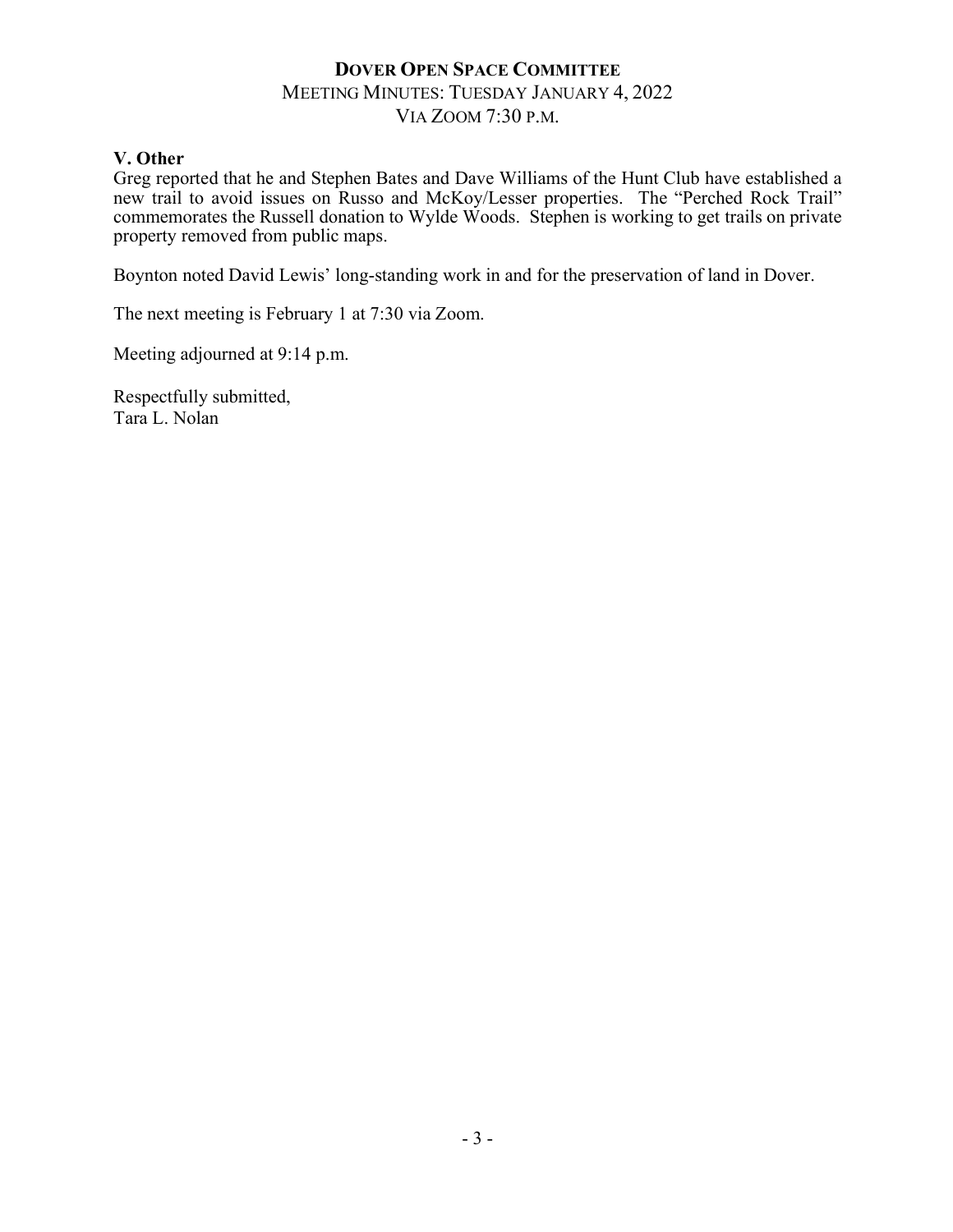**DOVER OPEN SPACE COMMITTEE**
MEETING MINUTES: TUESDAY JANUARY 4, 2022
VIA ZOOM 7:30 P.M.

**V. Other**

Greg reported that he and Stephen Bates and Dave Williams of the Hunt Club have established a new trail to avoid issues on Russo and McKoy/Lesser properties. The "Perched Rock Trail" commemorates the Russell donation to Wylde Woods. Stephen is working to get trails on private property removed from public maps.

Boynton noted David Lewis' long-standing work in and for the preservation of land in Dover.

The next meeting is February 1 at 7:30 via Zoom.

Meeting adjourned at 9:14 p.m.

Respectfully submitted,
Tara L. Nolan